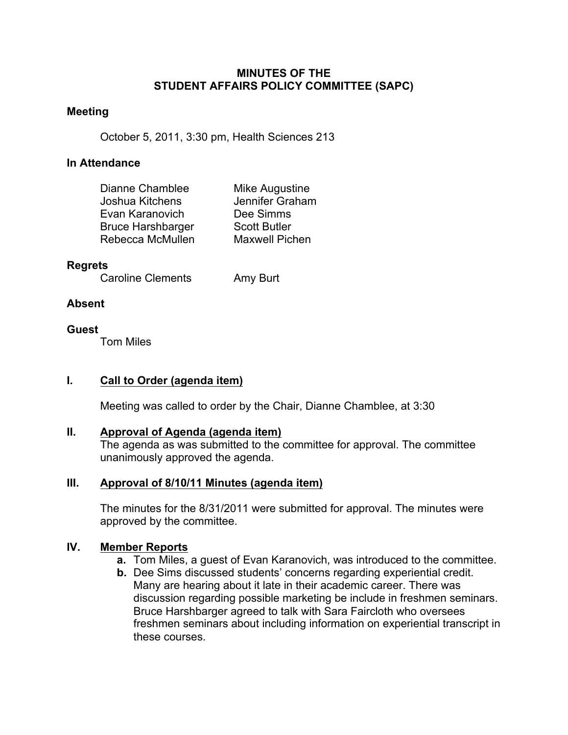# MINUTES OF THE
# STUDENT AFFAIRS POLICY COMMITTEE (SAPC)

**Meeting**

October 5, 2011, 3:30 pm, Health Sciences 213

**In Attendance**

Dianne Chamblee
Joshua Kitchens
Evan Karanovich
Bruce Harshbarger
Rebecca McMullen
Mike Augustine
Jennifer Graham
Dee Simms
Scott Butler
Maxwell Pichen

**Regrets**

Caroline Clements
Amy Burt

**Absent**

**Guest**

Tom Miles

## I. Call to Order (agenda item)

Meeting was called to order by the Chair, Dianne Chamblee, at 3:30

## II. Approval of Agenda (agenda item)

The agenda as was submitted to the committee for approval. The committee unanimously approved the agenda.

## III. Approval of 8/10/11 Minutes (agenda item)

The minutes for the 8/31/2011 were submitted for approval. The minutes were approved by the committee.

## IV. Member Reports

- **a.** Tom Miles, a guest of Evan Karanovich, was introduced to the committee.
- **b.** Dee Sims discussed students' concerns regarding experiential credit. Many are hearing about it late in their academic career. There was discussion regarding possible marketing be include in freshmen seminars. Bruce Harshbarger agreed to talk with Sara Faircloth who oversees freshmen seminars about including information on experiential transcript in these courses.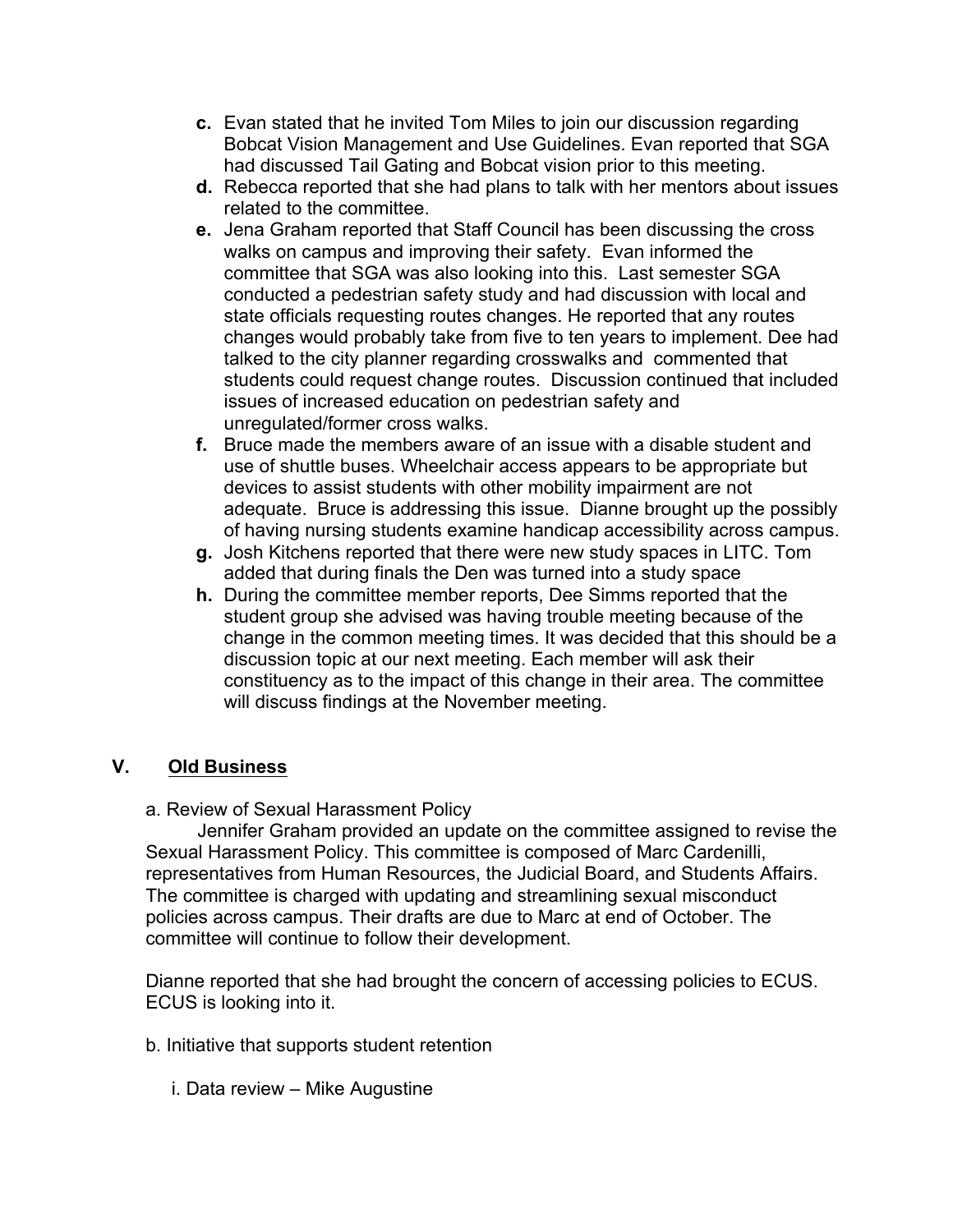c. Evan stated that he invited Tom Miles to join our discussion regarding Bobcat Vision Management and Use Guidelines. Evan reported that SGA had discussed Tail Gating and Bobcat vision prior to this meeting.

d. Rebecca reported that she had plans to talk with her mentors about issues related to the committee.

e. Jena Graham reported that Staff Council has been discussing the cross walks on campus and improving their safety. Evan informed the committee that SGA was also looking into this. Last semester SGA conducted a pedestrian safety study and had discussion with local and state officials requesting routes changes. He reported that any routes changes would probably take from five to ten years to implement. Dee had talked to the city planner regarding crosswalks and commented that students could request change routes. Discussion continued that included issues of increased education on pedestrian safety and unregulated/former cross walks.

f. Bruce made the members aware of an issue with a disable student and use of shuttle buses. Wheelchair access appears to be appropriate but devices to assist students with other mobility impairment are not adequate. Bruce is addressing this issue. Dianne brought up the possibly of having nursing students examine handicap accessibility across campus.

g. Josh Kitchens reported that there were new study spaces in LITC. Tom added that during finals the Den was turned into a study space

h. During the committee member reports, Dee Simms reported that the student group she advised was having trouble meeting because of the change in the common meeting times. It was decided that this should be a discussion topic at our next meeting. Each member will ask their constituency as to the impact of this change in their area. The committee will discuss findings at the November meeting.

## V. Old Business

a. Review of Sexual Harassment Policy

Jennifer Graham provided an update on the committee assigned to revise the Sexual Harassment Policy. This committee is composed of Marc Cardenilli, representatives from Human Resources, the Judicial Board, and Students Affairs. The committee is charged with updating and streamlining sexual misconduct policies across campus. Their drafts are due to Marc at end of October. The committee will continue to follow their development.

Dianne reported that she had brought the concern of accessing policies to ECUS. ECUS is looking into it.

b. Initiative that supports student retention

i. Data review – Mike Augustine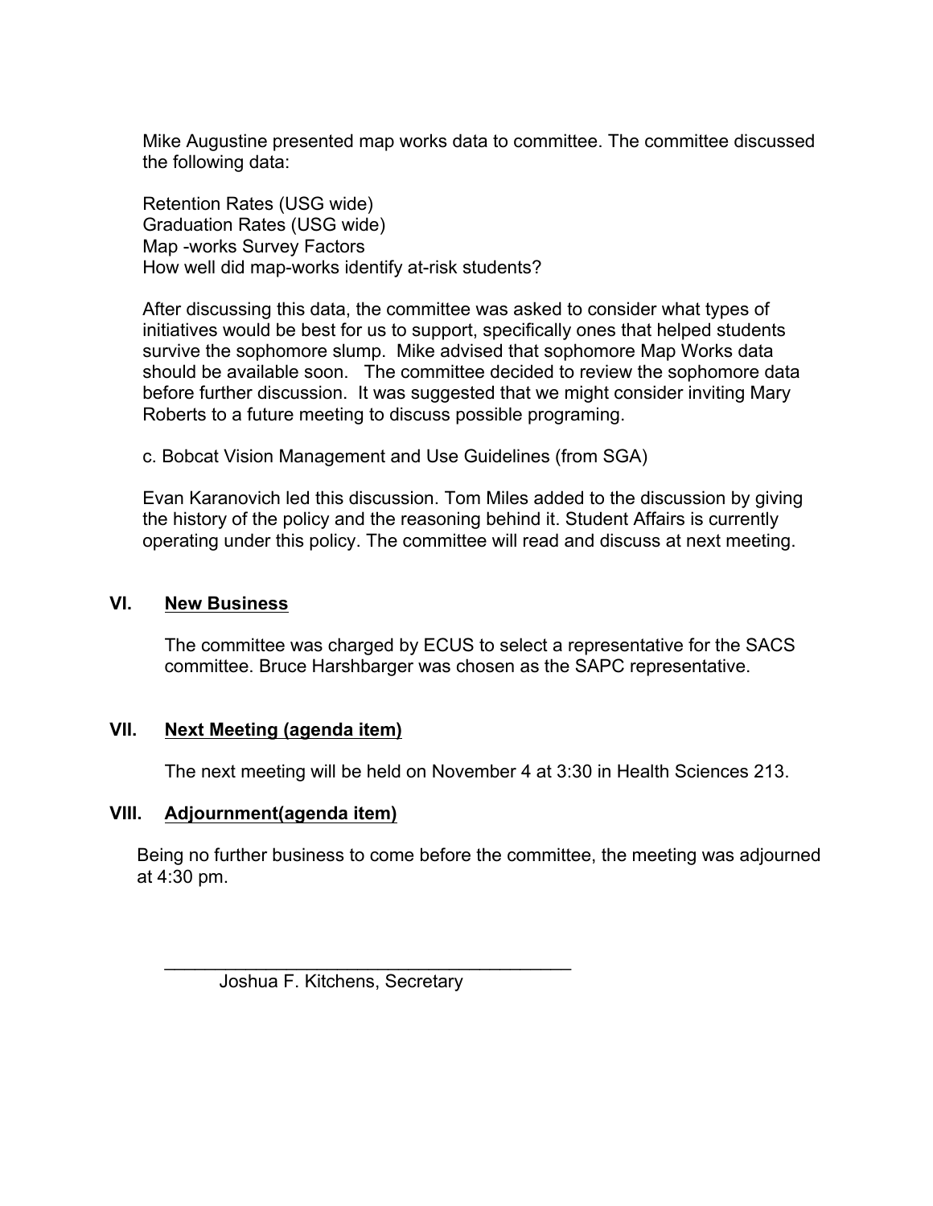Mike Augustine presented map works data to committee. The committee discussed the following data:

Retention Rates (USG wide)
Graduation Rates (USG wide)
Map -works Survey Factors
How well did map-works identify at-risk students?

After discussing this data, the committee was asked to consider what types of initiatives would be best for us to support, specifically ones that helped students survive the sophomore slump. Mike advised that sophomore Map Works data should be available soon. The committee decided to review the sophomore data before further discussion. It was suggested that we might consider inviting Mary Roberts to a future meeting to discuss possible programing.

c. Bobcat Vision Management and Use Guidelines (from SGA)

Evan Karanovich led this discussion. Tom Miles added to the discussion by giving the history of the policy and the reasoning behind it. Student Affairs is currently operating under this policy. The committee will read and discuss at next meeting.

## VI. <u>New Business</u>

The committee was charged by ECUS to select a representative for the SACS committee. Bruce Harshbarger was chosen as the SAPC representative.

## VII. <u>Next Meeting (agenda item)</u>

The next meeting will be held on November 4 at 3:30 in Health Sciences 213.

## VIII. <u>Adjournment(agenda item)</u>

Being no further business to come before the committee, the meeting was adjourned at 4:30 pm.

\_\_\_\_\_\_\_\_\_\_\_\_\_\_\_\_\_\_\_\_\_\_\_\_\_\_\_\_\_\_\_\_\_\_\_\_\_\_\_\_\_

Joshua F. Kitchens, Secretary